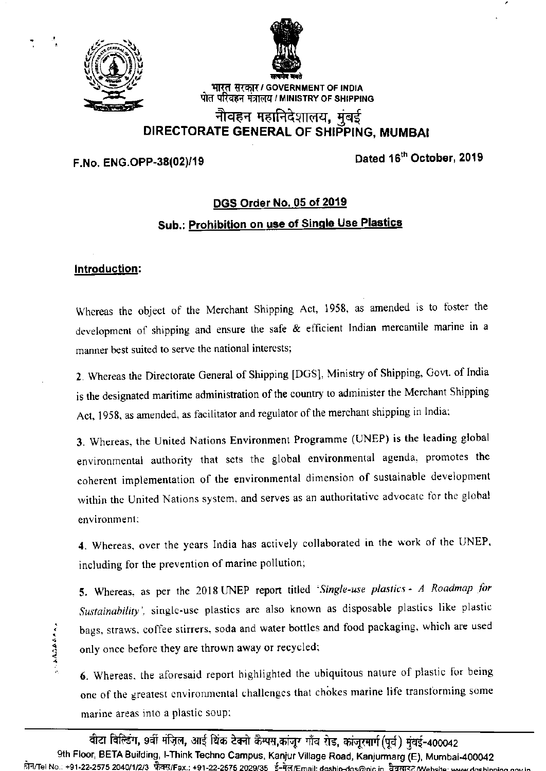भारत सरकार / GOVERNMENT OF INDIA
पोत परिवहन मंत्रालय / MINISTRY OF SHIPPING

# नौवहन महानिदेशालय, मुंबई
# DIRECTORATE GENERAL OF SHIPPING, MUMBAI

**F.No. ENG.OPP-38(02)/19** **Dated 16th October, 2019**

## DGS Order No. 05 of 2019

### Sub.: Prohibition on use of Single Use Plastics

**Introduction:**

Whereas the object of the Merchant Shipping Act, 1958, as amended is to foster the development of shipping and ensure the safe & efficient Indian mercantile marine in a manner best suited to serve the national interests;

2. Whereas the Directorate General of Shipping [DGS], Ministry of Shipping, Govt. of India is the designated maritime administration of the country to administer the Merchant Shipping Act, 1958, as amended, as facilitator and regulator of the merchant shipping in India;

3. Whereas, the United Nations Environment Programme (UNEP) is the leading global environmental authority that sets the global environmental agenda, promotes the coherent implementation of the environmental dimension of sustainable development within the United Nations system, and serves as an authoritative advocate for the global environment;

4. Whereas, over the years India has actively collaborated in the work of the UNEP, including for the prevention of marine pollution;

5. Whereas, as per the 2018 UNEP report titled '*Single-use plastics - A Roadmap for Sustainability*', single-use plastics are also known as disposable plastics like plastic bags, straws, coffee stirrers, soda and water bottles and food packaging, which are used only once before they are thrown away or recycled;

6. Whereas, the aforesaid report highlighted the ubiquitous nature of plastic for being one of the greatest environmental challenges that chokes marine life transforming some marine areas into a plastic soup;

बीटा बिल्डिंग, 9वीं मंज़िल, आई थिंक टेक्नो कैम्पस, कांजूर गाँव रोड, कांजूरमार्ग (पूर्व) मुंबई-400042
9th Floor, BETA Building, I-Think Techno Campus, Kanjur Village Road, Kanjurmarg (E), Mumbai-400042
फोन/Tel No.: +91-22-2575 2040/1/2/3 फैक्स/Fax.: +91-22-2575 2029/35 ई-मेल/Email: dgship-dgs@nic.in वेबसाइट/Website: www.dgshipping.gov.in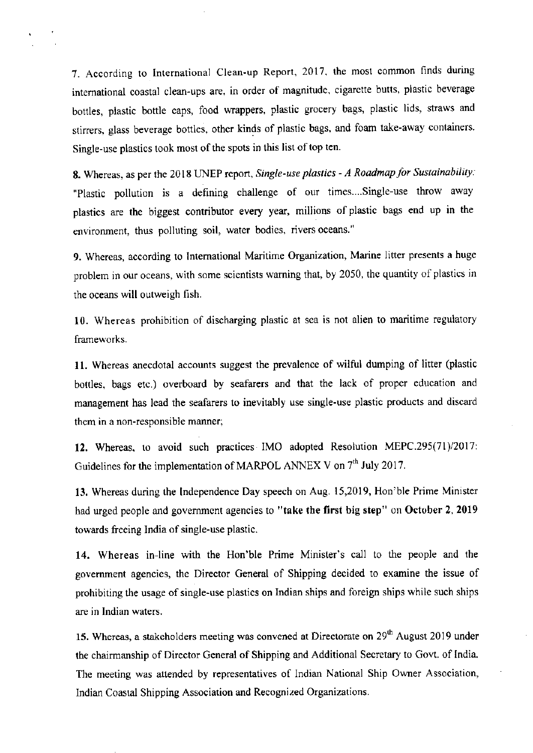**7.** According to International Clean-up Report, 2017, the most common finds during international coastal clean-ups are, in order of magnitude, cigarette butts, plastic beverage bottles, plastic bottle caps, food wrappers, plastic grocery bags, plastic lids, straws and stirrers, glass beverage bottles, other kinds of plastic bags, and foam take-away containers. Single-use plastics took most of the spots in this list of top ten.

**8.** Whereas, as per the 2018 UNEP report, *Single-use plastics - A Roadmap for Sustainability:* "Plastic pollution is a defining challenge of our times....Single-use throw away plastics are the biggest contributor every year, millions of plastic bags end up in the environment, thus polluting soil, water bodies, rivers oceans."

**9.** Whereas, according to International Maritime Organization, Marine litter presents a huge problem in our oceans, with some scientists warning that, by 2050, the quantity of plastics in the oceans will outweigh fish.

**10.** Whereas prohibition of discharging plastic at sea is not alien to maritime regulatory frameworks.

**11.** Whereas anecdotal accounts suggest the prevalence of wilful dumping of litter (plastic bottles, bags etc.) overboard by seafarers and that the lack of proper education and management has lead the seafarers to inevitably use single-use plastic products and discard them in a non-responsible manner;

**12.** Whereas, to avoid such practices IMO adopted Resolution MEPC.295(71)/2017: Guidelines for the implementation of MARPOL ANNEX V on 7th July 2017.

**13.** Whereas during the Independence Day speech on Aug. 15,2019, Hon'ble Prime Minister had urged people and government agencies to **"take the first big step"** on **October 2, 2019** towards freeing India of single-use plastic.

**14.** Whereas in-line with the Hon'ble Prime Minister's call to the people and the government agencies, the Director General of Shipping decided to examine the issue of prohibiting the usage of single-use plastics on Indian ships and foreign ships while such ships are in Indian waters.

**15.** Whereas, a stakeholders meeting was convened at Directorate on 29th August 2019 under the chairmanship of Director General of Shipping and Additional Secretary to Govt. of India. The meeting was attended by representatives of Indian National Ship Owner Association, Indian Coastal Shipping Association and Recognized Organizations.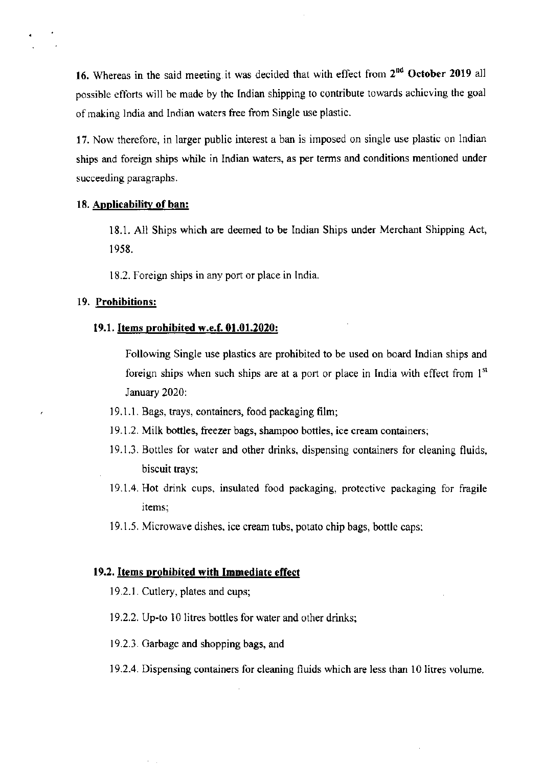**16.** Whereas in the said meeting it was decided that with effect from 2nd **October 2019** all possible efforts will be made by the Indian shipping to contribute towards achieving the goal of making India and Indian waters free from Single use plastic.

**17.** Now therefore, in larger public interest a ban is imposed on single use plastic on Indian ships and foreign ships while in Indian waters, as per terms and conditions mentioned under succeeding paragraphs.

**18. Applicability of ban:**

18.1. All Ships which are deemed to be Indian Ships under Merchant Shipping Act, 1958.

18.2. Foreign ships in any port or place in India.

**19. Prohibitions:**

**19.1. Items prohibited w.e.f. 01.01.2020:**

Following Single use plastics are prohibited to be used on board Indian ships and foreign ships when such ships are at a port or place in India with effect from 1st January 2020:

19.1.1. Bags, trays, containers, food packaging film;

19.1.2. Milk bottles, freezer bags, shampoo bottles, ice cream containers;

19.1.3. Bottles for water and other drinks, dispensing containers for cleaning fluids, biscuit trays;

19.1.4. Hot drink cups, insulated food packaging, protective packaging for fragile items;

19.1.5. Microwave dishes, ice cream tubs, potato chip bags, bottle caps;

**19.2. Items prohibited with Immediate effect**

19.2.1. Cutlery, plates and cups;

19.2.2. Up-to 10 litres bottles for water and other drinks;

19.2.3. Garbage and shopping bags, and

19.2.4. Dispensing containers for cleaning fluids which are less than 10 litres volume.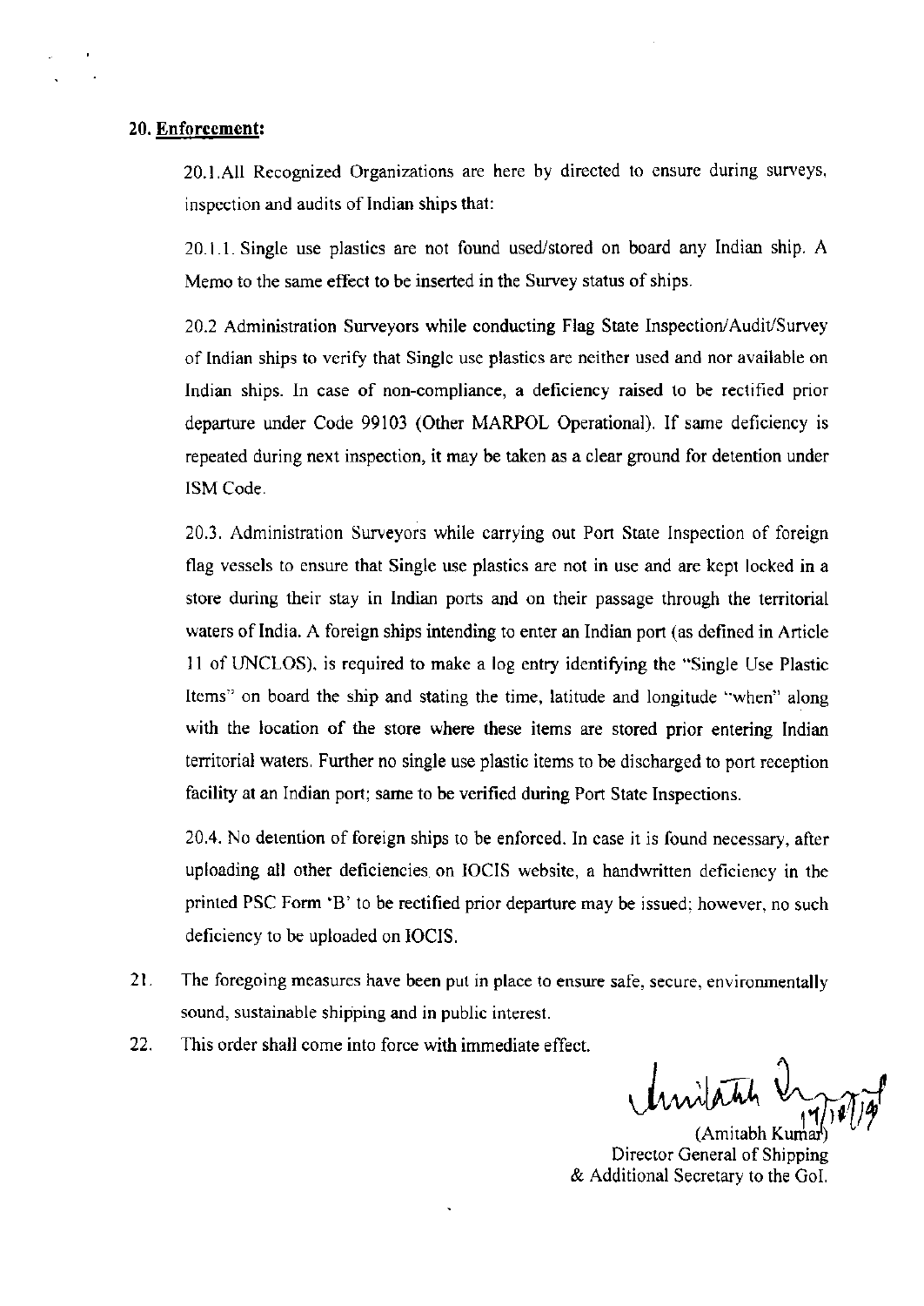## 20. Enforcement:

20.1.All Recognized Organizations are here by directed to ensure during surveys, inspection and audits of Indian ships that:

20.1.1. Single use plastics are not found used/stored on board any Indian ship. A Memo to the same effect to be inserted in the Survey status of ships.

20.2 Administration Surveyors while conducting Flag State Inspection/Audit/Survey of Indian ships to verify that Single use plastics are neither used and nor available on Indian ships. In case of non-compliance, a deficiency raised to be rectified prior departure under Code 99103 (Other MARPOL Operational). If same deficiency is repeated during next inspection, it may be taken as a clear ground for detention under ISM Code.

20.3. Administration Surveyors while carrying out Port State Inspection of foreign flag vessels to ensure that Single use plastics are not in use and are kept locked in a store during their stay in Indian ports and on their passage through the territorial waters of India. A foreign ships intending to enter an Indian port (as defined in Article 11 of UNCLOS), is required to make a log entry identifying the "Single Use Plastic Items" on board the ship and stating the time, latitude and longitude "when" along with the location of the store where these items are stored prior entering Indian territorial waters. Further no single use plastic items to be discharged to port reception facility at an Indian port; same to be verified during Port State Inspections.

20.4. No detention of foreign ships to be enforced. In case it is found necessary, after uploading all other deficiencies on IOCIS website, a handwritten deficiency in the printed PSC Form 'B' to be rectified prior departure may be issued; however, no such deficiency to be uploaded on IOCIS.

21. The foregoing measures have been put in place to ensure safe, secure, environmentally sound, sustainable shipping and in public interest.

22. This order shall come into force with immediate effect.

17/10/19

(Amitabh Kumar)
Director General of Shipping
& Additional Secretary to the GoI.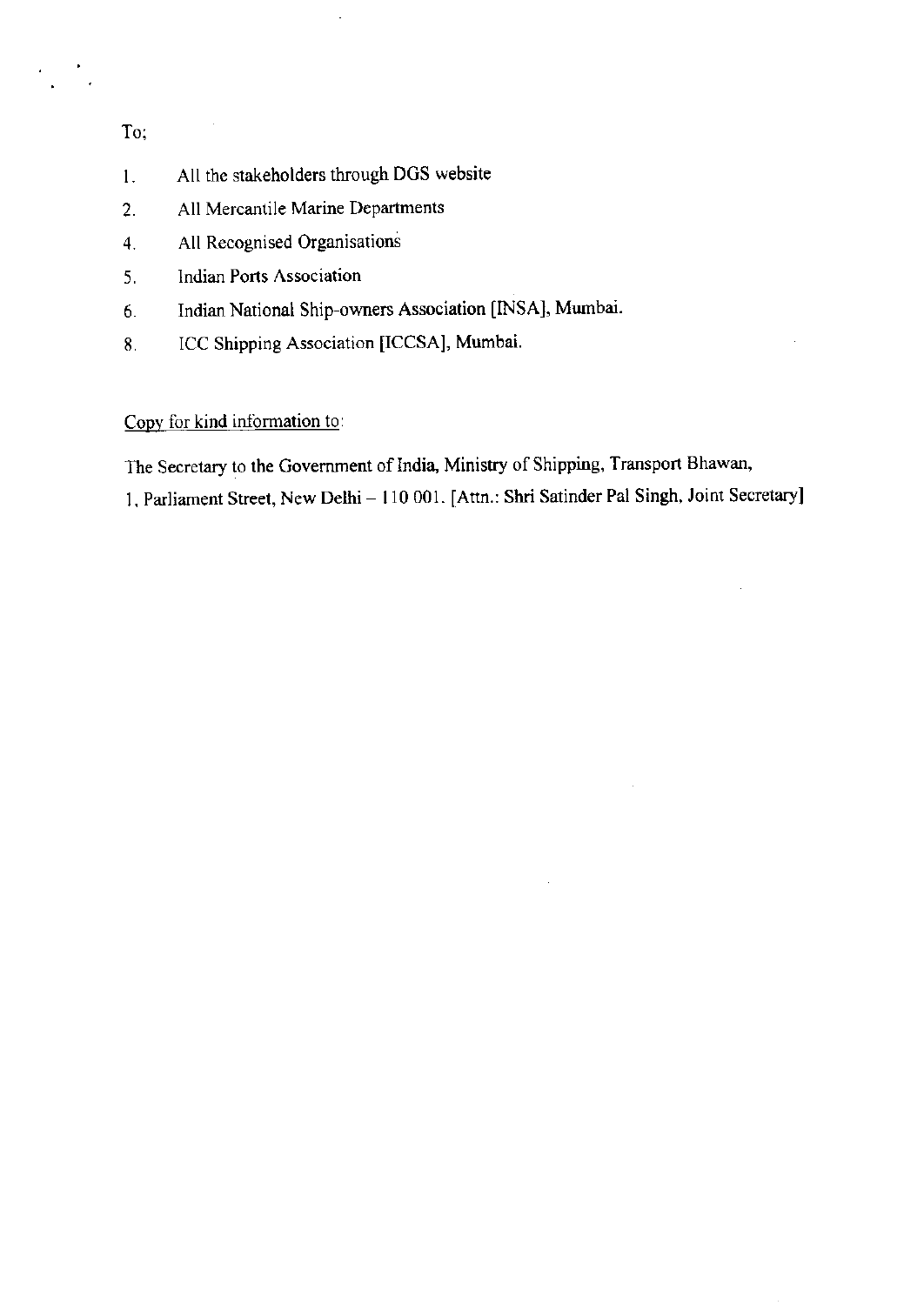To;

1. All the stakeholders through DGS website
2. All Mercantile Marine Departments
4. All Recognised Organisations
5. Indian Ports Association
6. Indian National Ship-owners Association [INSA], Mumbai.
8. ICC Shipping Association [ICCSA], Mumbai.

Copy for kind information to:

The Secretary to the Government of India, Ministry of Shipping, Transport Bhawan,
1, Parliament Street, New Delhi – 110 001. [Attn.: Shri Satinder Pal Singh, Joint Secretary]